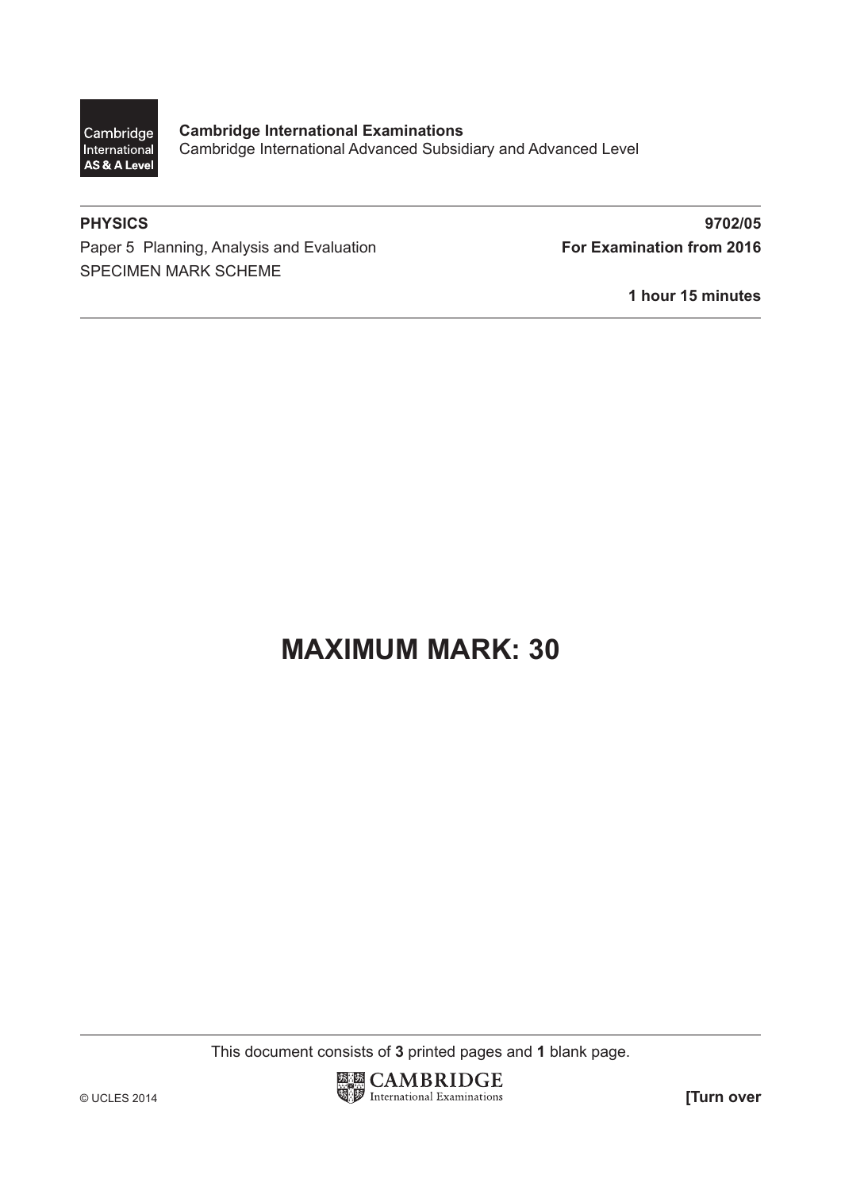Cambridge International AS & A Level

**Cambridge International Examinations**
Cambridge International Advanced Subsidiary and Advanced Level

**PHYSICS** **9702/05**

Paper 5 Planning, Analysis and Evaluation **For Examination from 2016**

SPECIMEN MARK SCHEME

**1 hour 15 minutes**

# MAXIMUM MARK: 30

This document consists of **3** printed pages and **1** blank page.

© UCLES 2014

CAMBRIDGE International Examinations

**[Turn over**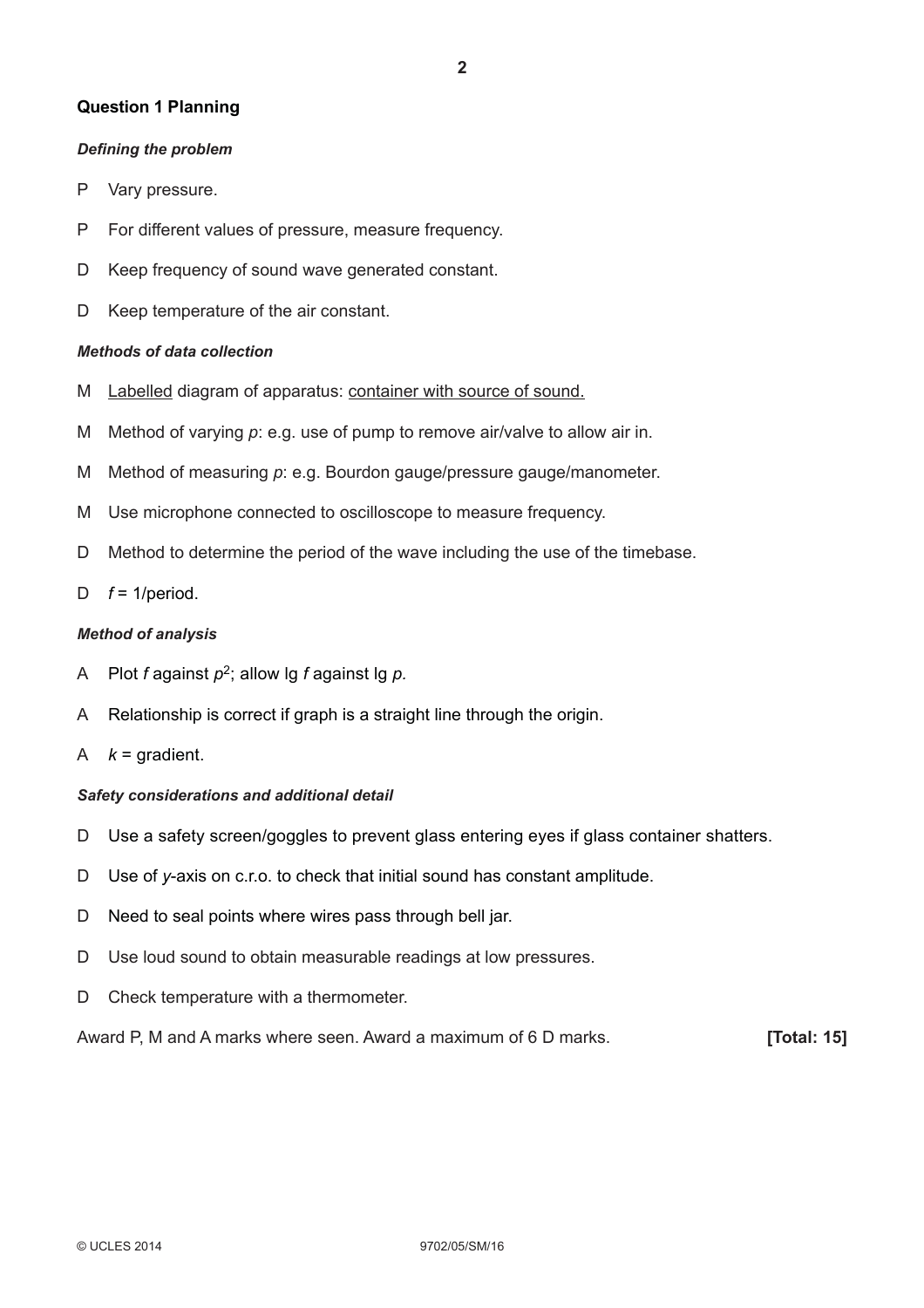## Question 1 Planning

***Defining the problem***

P Vary pressure.

P For different values of pressure, measure frequency.

D Keep frequency of sound wave generated constant.

D Keep temperature of the air constant.

***Methods of data collection***

M Labelled diagram of apparatus: container with source of sound.

M Method of varying $p$: e.g. use of pump to remove air/valve to allow air in.

M Method of measuring $p$: e.g. Bourdon gauge/pressure gauge/manometer.

M Use microphone connected to oscilloscope to measure frequency.

D Method to determine the period of the wave including the use of the timebase.

D $f$ = 1/period.

***Method of analysis***

A Plot $f$ against $p^2$; allow lg $f$ against lg $p$.

A Relationship is correct if graph is a straight line through the origin.

A $k$ = gradient.

***Safety considerations and additional detail***

D Use a safety screen/goggles to prevent glass entering eyes if glass container shatters.

D Use of $y$-axis on c.r.o. to check that initial sound has constant amplitude.

D Need to seal points where wires pass through bell jar.

D Use loud sound to obtain measurable readings at low pressures.

D Check temperature with a thermometer.

Award P, M and A marks where seen. Award a maximum of 6 D marks. **[Total: 15]**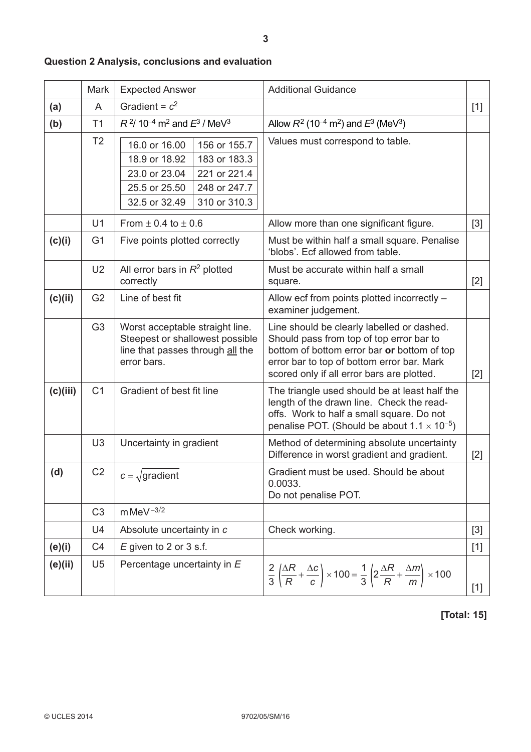**Question 2 Analysis, conclusions and evaluation**

| | Mark | Expected Answer | Additional Guidance | |
|---|---|---|---|---|
| **(a)** | A | Gradient = $c^2$ | | [1] |
| **(b)** | T1 | $R^2$/ $10^{-4}$ m$^2$ and $E^3$ / MeV$^3$ | Allow $R^2$ ($10^{-4}$ m$^2$) and $E^3$ (MeV$^3$) | |
| | T2 | 16.0 or 16.00 — 156 or 155.7<br>18.9 or 18.92 — 183 or 183.3<br>23.0 or 23.04 — 221 or 221.4<br>25.5 or 25.50 — 248 or 247.7<br>32.5 or 32.49 — 310 or 310.3 | Values must correspond to table. | |
| | U1 | From ± 0.4 to ± 0.6 | Allow more than one significant figure. | [3] |
| **(c)(i)** | G1 | Five points plotted correctly | Must be within half a small square. Penalise 'blobs'. Ecf allowed from table. | |
| | U2 | All error bars in $R^2$ plotted correctly | Must be accurate within half a small square. | [2] |
| **(c)(ii)** | G2 | Line of best fit | Allow ecf from points plotted incorrectly – examiner judgement. | |
| | G3 | Worst acceptable straight line. Steepest or shallowest possible line that passes through <u>all</u> the error bars. | Line should be clearly labelled or dashed. Should pass from top of top error bar to bottom of bottom error bar **or** bottom of top error bar to top of bottom error bar. Mark scored only if all error bars are plotted. | [2] |
| **(c)(iii)** | C1 | Gradient of best fit line | The triangle used should be at least half the length of the drawn line. Check the read-offs. Work to half a small square. Do not penalise POT. (Should be about $1.1 \times 10^{-5}$) | |
| | U3 | Uncertainty in gradient | Method of determining absolute uncertainty Difference in worst gradient and gradient. | [2] |
| **(d)** | C2 | $c = \sqrt{\text{gradient}}$ | Gradient must be used. Should be about 0.0033.<br>Do not penalise POT. | |
| | C3 | $\text{m}\,\text{MeV}^{-3/2}$ | | |
| | U4 | Absolute uncertainty in $c$ | Check working. | [3] |
| **(e)(i)** | C4 | $E$ given to 2 or 3 s.f. | | [1] |
| **(e)(ii)** | U5 | Percentage uncertainty in $E$ | $\frac{2}{3}\left(\frac{\Delta R}{R} + \frac{\Delta c}{c}\right) \times 100 = \frac{1}{3}\left(2\frac{\Delta R}{R} + \frac{\Delta m}{m}\right) \times 100$ | [1] |

**[Total: 15]**